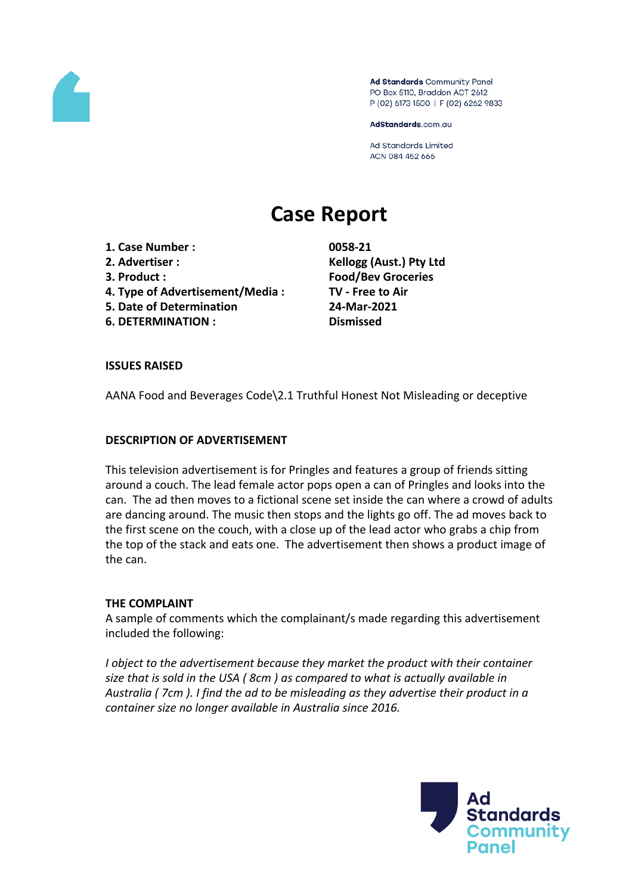Ad Standards Community Panel
PO Box 5110, Braddon ACT 2612
P (02) 6173 1500 | F (02) 6262 9833

AdStandards.com.au

Ad Standards Limited
ACN 084 452 666

# Case Report

1. **Case Number :** **0058-21**
2. **Advertiser :** **Kellogg (Aust.) Pty Ltd**
3. **Product :** **Food/Bev Groceries**
4. **Type of Advertisement/Media :** **TV - Free to Air**
5. **Date of Determination** **24-Mar-2021**
6. **DETERMINATION :** **Dismissed**

## ISSUES RAISED

AANA Food and Beverages Code\2.1 Truthful Honest Not Misleading or deceptive

## DESCRIPTION OF ADVERTISEMENT

This television advertisement is for Pringles and features a group of friends sitting around a couch. The lead female actor pops open a can of Pringles and looks into the can. The ad then moves to a fictional scene set inside the can where a crowd of adults are dancing around. The music then stops and the lights go off. The ad moves back to the first scene on the couch, with a close up of the lead actor who grabs a chip from the top of the stack and eats one. The advertisement then shows a product image of the can.

## THE COMPLAINT

A sample of comments which the complainant/s made regarding this advertisement included the following:

*I object to the advertisement because they market the product with their container size that is sold in the USA ( 8cm ) as compared to what is actually available in Australia ( 7cm ). I find the ad to be misleading as they advertise their product in a container size no longer available in Australia since 2016.*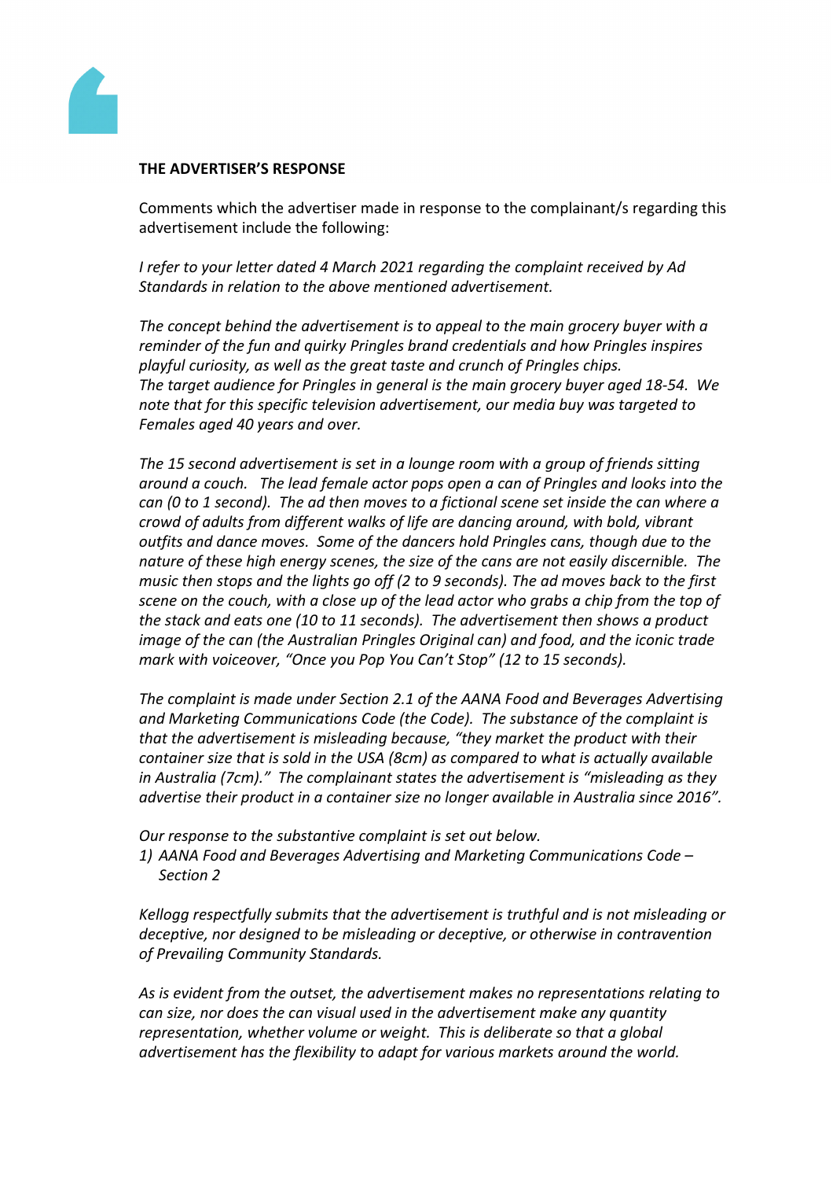**THE ADVERTISER'S RESPONSE**

Comments which the advertiser made in response to the complainant/s regarding this advertisement include the following:

*I refer to your letter dated 4 March 2021 regarding the complaint received by Ad Standards in relation to the above mentioned advertisement.*

*The concept behind the advertisement is to appeal to the main grocery buyer with a reminder of the fun and quirky Pringles brand credentials and how Pringles inspires playful curiosity, as well as the great taste and crunch of Pringles chips. The target audience for Pringles in general is the main grocery buyer aged 18-54. We note that for this specific television advertisement, our media buy was targeted to Females aged 40 years and over.*

*The 15 second advertisement is set in a lounge room with a group of friends sitting around a couch. The lead female actor pops open a can of Pringles and looks into the can (0 to 1 second). The ad then moves to a fictional scene set inside the can where a crowd of adults from different walks of life are dancing around, with bold, vibrant outfits and dance moves. Some of the dancers hold Pringles cans, though due to the nature of these high energy scenes, the size of the cans are not easily discernible. The music then stops and the lights go off (2 to 9 seconds). The ad moves back to the first scene on the couch, with a close up of the lead actor who grabs a chip from the top of the stack and eats one (10 to 11 seconds). The advertisement then shows a product image of the can (the Australian Pringles Original can) and food, and the iconic trade mark with voiceover, "Once you Pop You Can't Stop" (12 to 15 seconds).*

*The complaint is made under Section 2.1 of the AANA Food and Beverages Advertising and Marketing Communications Code (the Code). The substance of the complaint is that the advertisement is misleading because, "they market the product with their container size that is sold in the USA (8cm) as compared to what is actually available in Australia (7cm)." The complainant states the advertisement is "misleading as they advertise their product in a container size no longer available in Australia since 2016".*

*Our response to the substantive complaint is set out below.*

1) *AANA Food and Beverages Advertising and Marketing Communications Code – Section 2*

*Kellogg respectfully submits that the advertisement is truthful and is not misleading or deceptive, nor designed to be misleading or deceptive, or otherwise in contravention of Prevailing Community Standards.*

*As is evident from the outset, the advertisement makes no representations relating to can size, nor does the can visual used in the advertisement make any quantity representation, whether volume or weight. This is deliberate so that a global advertisement has the flexibility to adapt for various markets around the world.*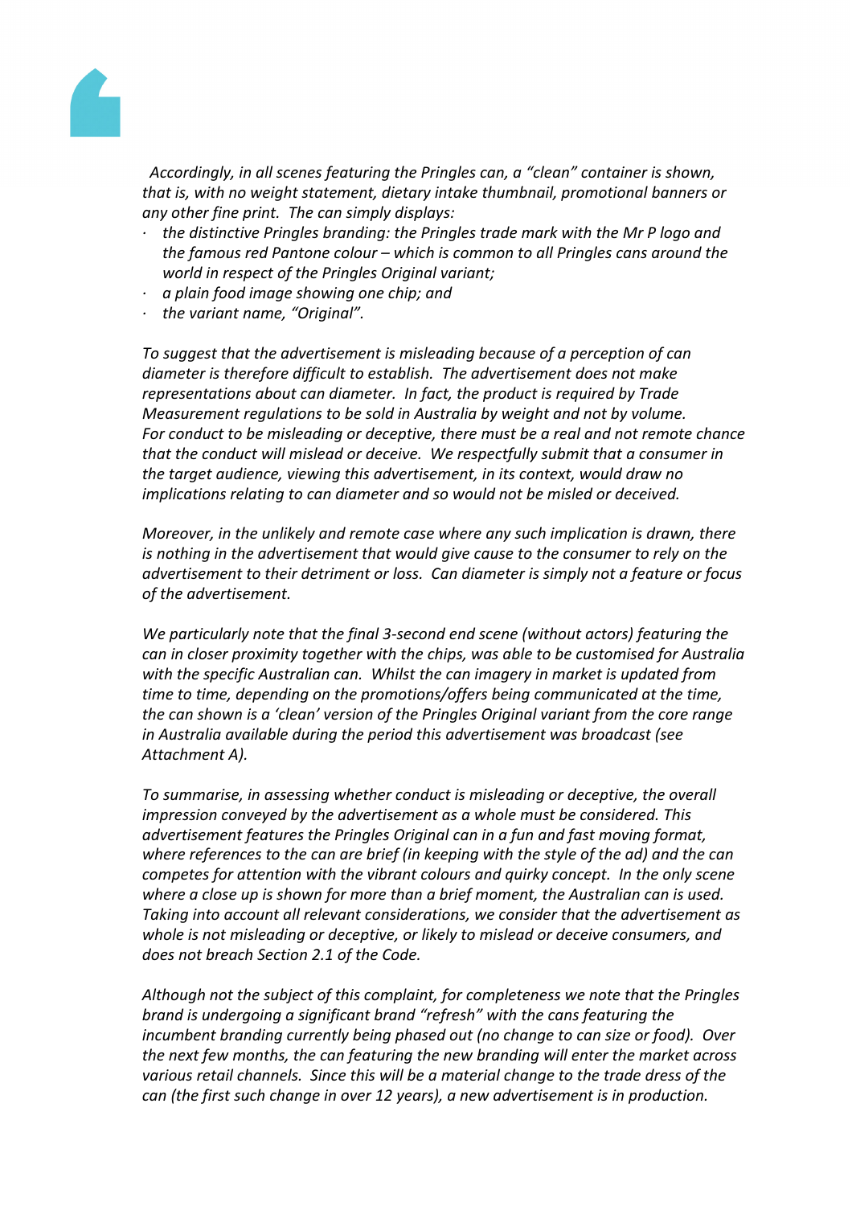*Accordingly, in all scenes featuring the Pringles can, a "clean" container is shown, that is, with no weight statement, dietary intake thumbnail, promotional banners or any other fine print. The can simply displays:*

- *the distinctive Pringles branding: the Pringles trade mark with the Mr P logo and the famous red Pantone colour – which is common to all Pringles cans around the world in respect of the Pringles Original variant;*
- *a plain food image showing one chip; and*
- *the variant name, "Original".*

*To suggest that the advertisement is misleading because of a perception of can diameter is therefore difficult to establish. The advertisement does not make representations about can diameter. In fact, the product is required by Trade Measurement regulations to be sold in Australia by weight and not by volume. For conduct to be misleading or deceptive, there must be a real and not remote chance that the conduct will mislead or deceive. We respectfully submit that a consumer in the target audience, viewing this advertisement, in its context, would draw no implications relating to can diameter and so would not be misled or deceived.*

*Moreover, in the unlikely and remote case where any such implication is drawn, there is nothing in the advertisement that would give cause to the consumer to rely on the advertisement to their detriment or loss. Can diameter is simply not a feature or focus of the advertisement.*

*We particularly note that the final 3-second end scene (without actors) featuring the can in closer proximity together with the chips, was able to be customised for Australia with the specific Australian can. Whilst the can imagery in market is updated from time to time, depending on the promotions/offers being communicated at the time, the can shown is a 'clean' version of the Pringles Original variant from the core range in Australia available during the period this advertisement was broadcast (see Attachment A).*

*To summarise, in assessing whether conduct is misleading or deceptive, the overall impression conveyed by the advertisement as a whole must be considered. This advertisement features the Pringles Original can in a fun and fast moving format, where references to the can are brief (in keeping with the style of the ad) and the can competes for attention with the vibrant colours and quirky concept. In the only scene where a close up is shown for more than a brief moment, the Australian can is used. Taking into account all relevant considerations, we consider that the advertisement as whole is not misleading or deceptive, or likely to mislead or deceive consumers, and does not breach Section 2.1 of the Code.*

*Although not the subject of this complaint, for completeness we note that the Pringles brand is undergoing a significant brand "refresh" with the cans featuring the incumbent branding currently being phased out (no change to can size or food). Over the next few months, the can featuring the new branding will enter the market across various retail channels. Since this will be a material change to the trade dress of the can (the first such change in over 12 years), a new advertisement is in production.*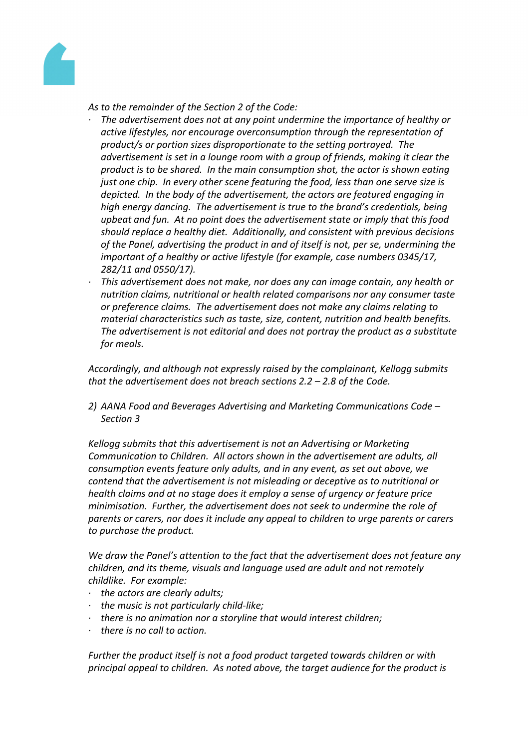*As to the remainder of the Section 2 of the Code:*

- *The advertisement does not at any point undermine the importance of healthy or active lifestyles, nor encourage overconsumption through the representation of product/s or portion sizes disproportionate to the setting portrayed. The advertisement is set in a lounge room with a group of friends, making it clear the product is to be shared. In the main consumption shot, the actor is shown eating just one chip. In every other scene featuring the food, less than one serve size is depicted. In the body of the advertisement, the actors are featured engaging in high energy dancing. The advertisement is true to the brand's credentials, being upbeat and fun. At no point does the advertisement state or imply that this food should replace a healthy diet. Additionally, and consistent with previous decisions of the Panel, advertising the product in and of itself is not, per se, undermining the important of a healthy or active lifestyle (for example, case numbers 0345/17, 282/11 and 0550/17).*
- *This advertisement does not make, nor does any can image contain, any health or nutrition claims, nutritional or health related comparisons nor any consumer taste or preference claims. The advertisement does not make any claims relating to material characteristics such as taste, size, content, nutrition and health benefits. The advertisement is not editorial and does not portray the product as a substitute for meals.*

*Accordingly, and although not expressly raised by the complainant, Kellogg submits that the advertisement does not breach sections 2.2 – 2.8 of the Code.*

2) *AANA Food and Beverages Advertising and Marketing Communications Code – Section 3*

*Kellogg submits that this advertisement is not an Advertising or Marketing Communication to Children. All actors shown in the advertisement are adults, all consumption events feature only adults, and in any event, as set out above, we contend that the advertisement is not misleading or deceptive as to nutritional or health claims and at no stage does it employ a sense of urgency or feature price minimisation. Further, the advertisement does not seek to undermine the role of parents or carers, nor does it include any appeal to children to urge parents or carers to purchase the product.*

*We draw the Panel's attention to the fact that the advertisement does not feature any children, and its theme, visuals and language used are adult and not remotely childlike. For example:*

- *the actors are clearly adults;*
- *the music is not particularly child-like;*
- *there is no animation nor a storyline that would interest children;*
- *there is no call to action.*

*Further the product itself is not a food product targeted towards children or with principal appeal to children. As noted above, the target audience for the product is*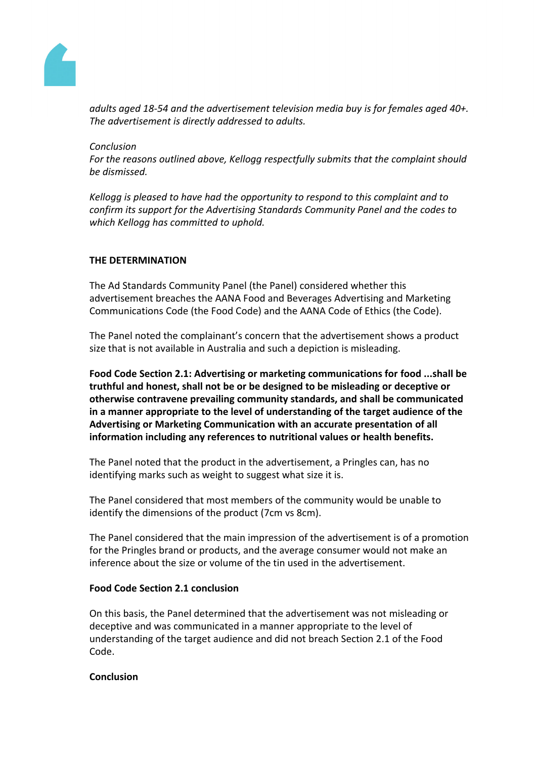*adults aged 18-54 and the advertisement television media buy is for females aged 40+. The advertisement is directly addressed to adults.*

*Conclusion*
*For the reasons outlined above, Kellogg respectfully submits that the complaint should be dismissed.*

*Kellogg is pleased to have had the opportunity to respond to this complaint and to confirm its support for the Advertising Standards Community Panel and the codes to which Kellogg has committed to uphold.*

**THE DETERMINATION**

The Ad Standards Community Panel (the Panel) considered whether this advertisement breaches the AANA Food and Beverages Advertising and Marketing Communications Code (the Food Code) and the AANA Code of Ethics (the Code).

The Panel noted the complainant's concern that the advertisement shows a product size that is not available in Australia and such a depiction is misleading.

**Food Code Section 2.1: Advertising or marketing communications for food ...shall be truthful and honest, shall not be or be designed to be misleading or deceptive or otherwise contravene prevailing community standards, and shall be communicated in a manner appropriate to the level of understanding of the target audience of the Advertising or Marketing Communication with an accurate presentation of all information including any references to nutritional values or health benefits.**

The Panel noted that the product in the advertisement, a Pringles can, has no identifying marks such as weight to suggest what size it is.

The Panel considered that most members of the community would be unable to identify the dimensions of the product (7cm vs 8cm).

The Panel considered that the main impression of the advertisement is of a promotion for the Pringles brand or products, and the average consumer would not make an inference about the size or volume of the tin used in the advertisement.

**Food Code Section 2.1 conclusion**

On this basis, the Panel determined that the advertisement was not misleading or deceptive and was communicated in a manner appropriate to the level of understanding of the target audience and did not breach Section 2.1 of the Food Code.

**Conclusion**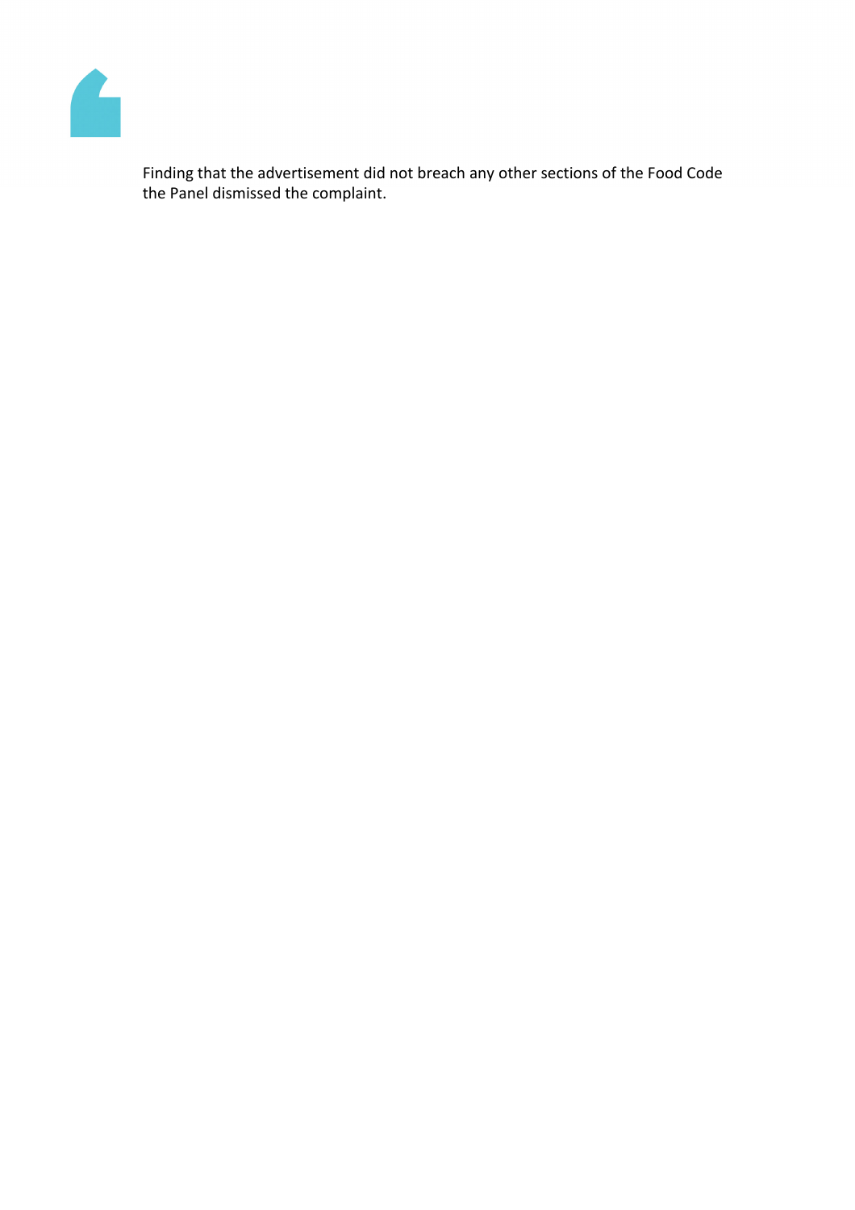Finding that the advertisement did not breach any other sections of the Food Code the Panel dismissed the complaint.